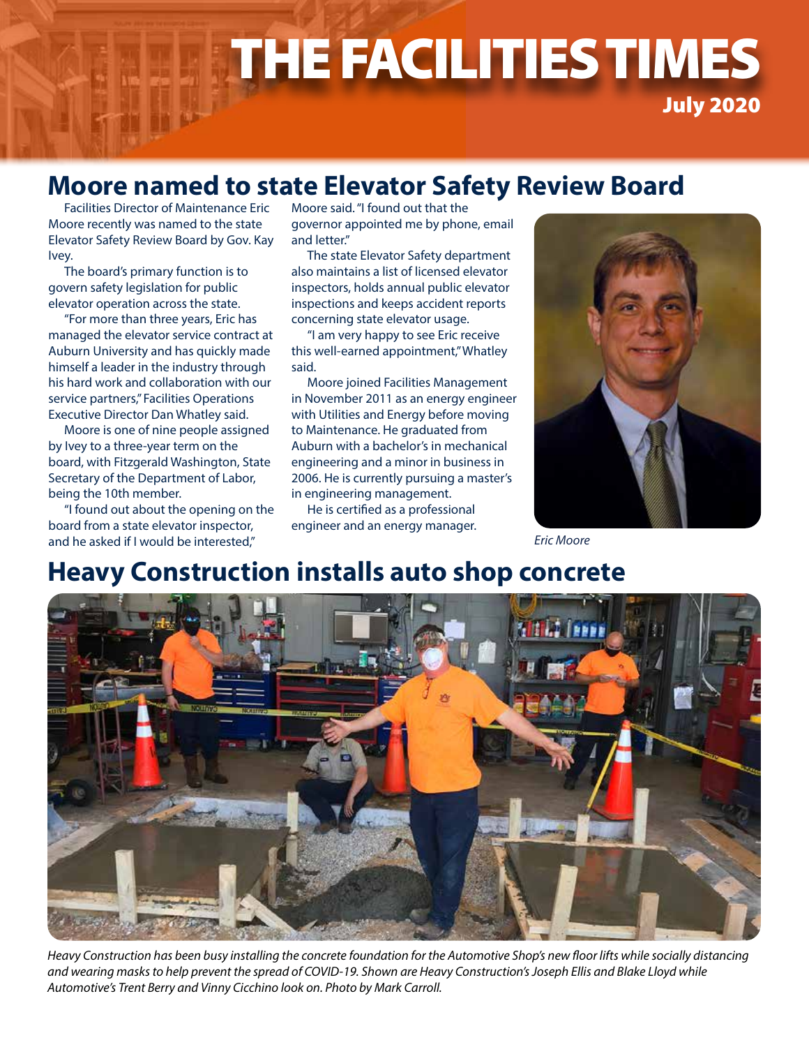# THE FACILITIES TIMES

**July 2020**

## Moore named to state Elevator Safety Review Board

Facilities Director of Maintenance Eric Moore recently was named to the state Elevator Safety Review Board by Gov. Kay Ivey.

The board's primary function is to govern safety legislation for public elevator operation across the state.

"For more than three years, Eric has managed the elevator service contract at Auburn University and has quickly made himself a leader in the industry through his hard work and collaboration with our service partners," Facilities Operations Executive Director Dan Whatley said.

Moore is one of nine people assigned by Ivey to a three-year term on the board, with Fitzgerald Washington, State Secretary of the Department of Labor, being the 10th member.

"I found out about the opening on the board from a state elevator inspector, and he asked if I would be interested," Moore said. "I found out that the governor appointed me by phone, email and letter."

The state Elevator Safety department also maintains a list of licensed elevator inspectors, holds annual public elevator inspections and keeps accident reports concerning state elevator usage.

"I am very happy to see Eric receive this well-earned appointment," Whatley said.

Moore joined Facilities Management in November 2011 as an energy engineer with Utilities and Energy before moving to Maintenance. He graduated from Auburn with a bachelor's in mechanical engineering and a minor in business in 2006. He is currently pursuing a master's in engineering management.

He is certified as a professional engineer and an energy manager.

*Eric Moore*

## Heavy Construction installs auto shop concrete

*Heavy Construction has been busy installing the concrete foundation for the Automotive Shop's new floor lifts while socially distancing and wearing masks to help prevent the spread of COVID-19. Shown are Heavy Construction's Joseph Ellis and Blake Lloyd while Automotive's Trent Berry and Vinny Cicchino look on. Photo by Mark Carroll.*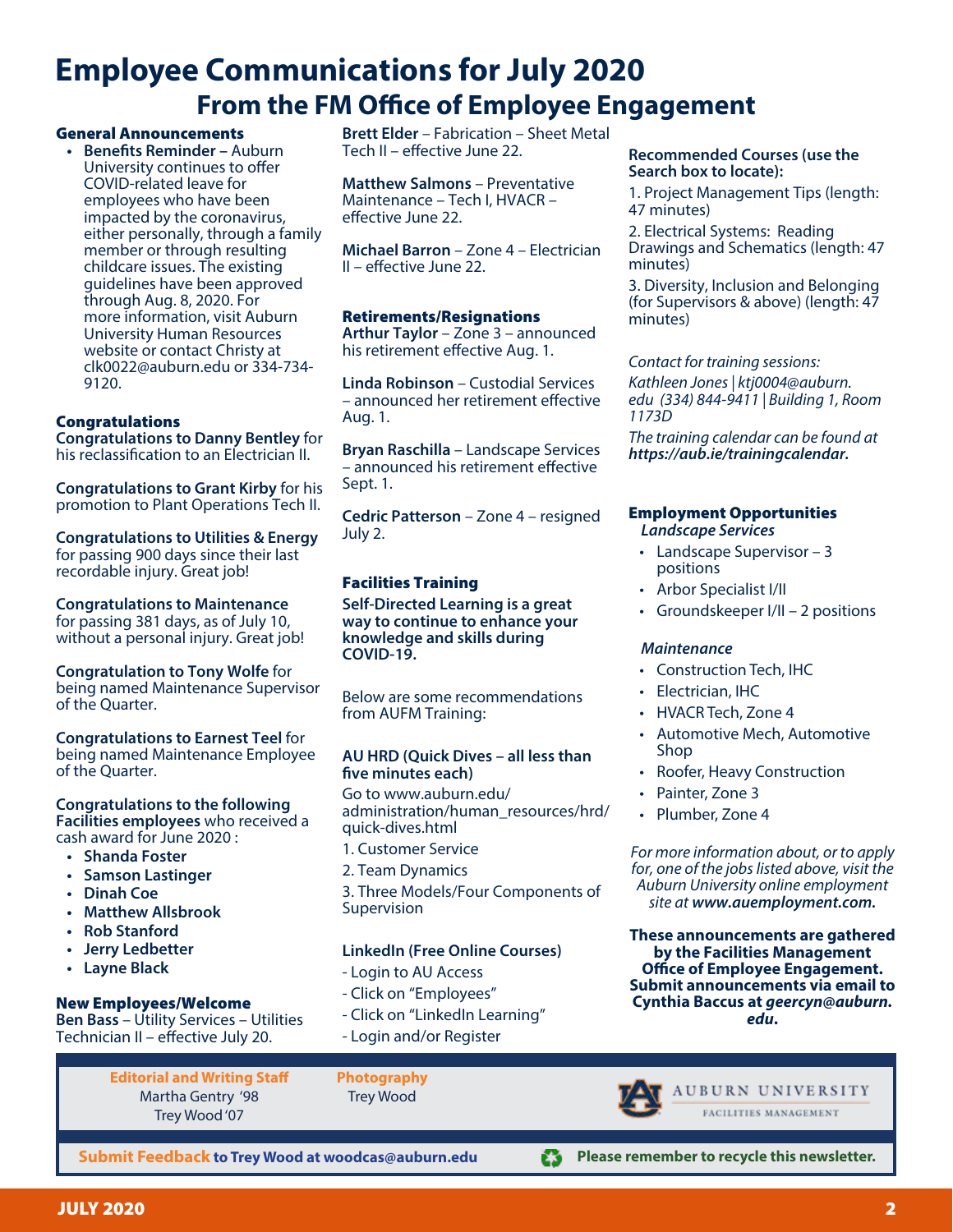# Employee Communications for July 2020

## From the FM Office of Employee Engagement

### General Announcements

- **Benefits Reminder –** Auburn University continues to offer COVID-related leave for employees who have been impacted by the coronavirus, either personally, through a family member or through resulting childcare issues. The existing guidelines have been approved through Aug. 8, 2020. For more information, visit Auburn University Human Resources website or contact Christy at clk0022@auburn.edu or 334-734-9120.

### Congratulations

**Congratulations to Danny Bentley** for his reclassification to an Electrician II.

**Congratulations to Grant Kirby** for his promotion to Plant Operations Tech II.

**Congratulations to Utilities & Energy** for passing 900 days since their last recordable injury. Great job!

**Congratulations to Maintenance** for passing 381 days, as of July 10, without a personal injury. Great job!

**Congratulation to Tony Wolfe** for being named Maintenance Supervisor of the Quarter.

**Congratulations to Earnest Teel** for being named Maintenance Employee of the Quarter.

**Congratulations to the following Facilities employees** who received a cash award for June 2020 :

- **Shanda Foster**
- **Samson Lastinger**
- **Dinah Coe**
- **Matthew Allsbrook**
- **Rob Stanford**
- **Jerry Ledbetter**
- **Layne Black**

### New Employees/Welcome

**Ben Bass** – Utility Services – Utilities Technician II – effective July 20.

**Brett Elder** – Fabrication – Sheet Metal Tech II – effective June 22.

**Matthew Salmons** – Preventative Maintenance – Tech I, HVACR – effective June 22.

**Michael Barron** – Zone 4 – Electrician II – effective June 22.

### Retirements/Resignations

**Arthur Taylor** – Zone 3 – announced his retirement effective Aug. 1.

**Linda Robinson** – Custodial Services – announced her retirement effective Aug. 1.

**Bryan Raschilla** – Landscape Services – announced his retirement effective Sept. 1.

**Cedric Patterson** – Zone 4 – resigned July 2.

### Facilities Training

**Self-Directed Learning is a great way to continue to enhance your knowledge and skills during COVID-19.**

Below are some recommendations from AUFM Training:

**AU HRD (Quick Dives – all less than five minutes each)**

Go to www.auburn.edu/administration/human_resources/hrd/quick-dives.html

1. Customer Service
2. Team Dynamics
3. Three Models/Four Components of Supervision

**LinkedIn (Free Online Courses)**

- Login to AU Access
- Click on "Employees"
- Click on "LinkedIn Learning"
- Login and/or Register

**Recommended Courses (use the Search box to locate):**

1. Project Management Tips (length: 47 minutes)
2. Electrical Systems: Reading Drawings and Schematics (length: 47 minutes)
3. Diversity, Inclusion and Belonging (for Supervisors & above) (length: 47 minutes)

*Contact for training sessions:*

*Kathleen Jones | ktj0004@auburn.edu (334) 844-9411 | Building 1, Room 1173D*

*The training calendar can be found at* ***https://aub.ie/trainingcalendar.***

### Employment Opportunities

***Landscape Services***

- Landscape Supervisor – 3 positions
- Arbor Specialist I/II
- Groundskeeper I/II – 2 positions

***Maintenance***

- Construction Tech, IHC
- Electrician, IHC
- HVACR Tech, Zone 4
- Automotive Mech, Automotive Shop
- Roofer, Heavy Construction
- Painter, Zone 3
- Plumber, Zone 4

*For more information about, or to apply for, one of the jobs listed above, visit the Auburn University online employment site at* ***www.auemployment.com.***

**These announcements are gathered by the Facilities Management Office of Employee Engagement. Submit announcements via email to Cynthia Baccus at *geercyn@auburn.edu*.**

---

**Editorial and Writing Staff**
Martha Gentry '98
Trey Wood '07

**Photography**
Trey Wood

AUBURN UNIVERSITY
FACILITIES MANAGEMENT

**Submit Feedback to Trey Wood at woodcas@auburn.edu**

**Please remember to recycle this newsletter.**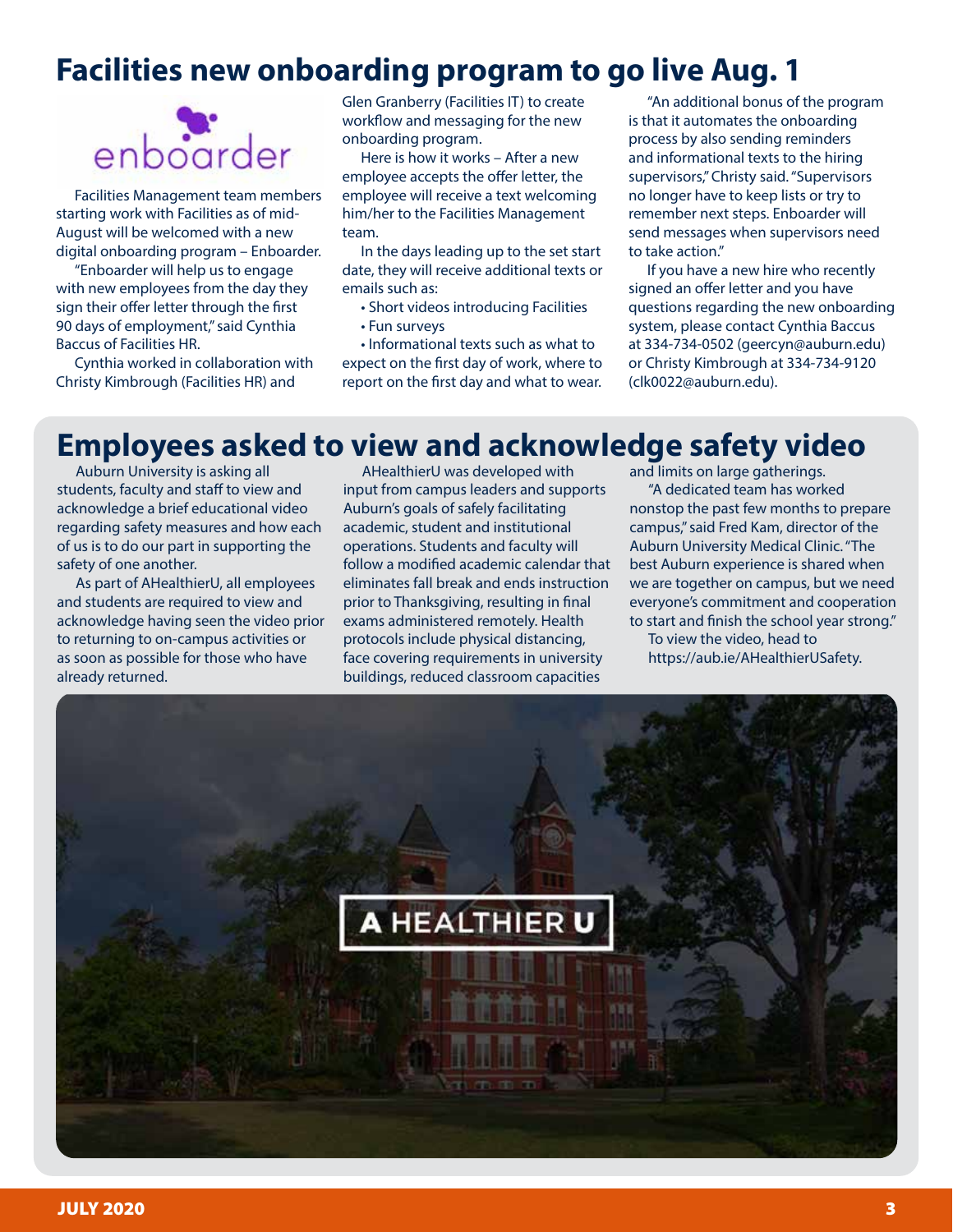# Facilities new onboarding program to go live Aug. 1

Facilities Management team members starting work with Facilities as of mid-August will be welcomed with a new digital onboarding program – Enboarder.

"Enboarder will help us to engage with new employees from the day they sign their offer letter through the first 90 days of employment," said Cynthia Baccus of Facilities HR.

Cynthia worked in collaboration with Christy Kimbrough (Facilities HR) and Glen Granberry (Facilities IT) to create workflow and messaging for the new onboarding program.

Here is how it works – After a new employee accepts the offer letter, the employee will receive a text welcoming him/her to the Facilities Management team.

In the days leading up to the set start date, they will receive additional texts or emails such as:

- Short videos introducing Facilities
- Fun surveys
- Informational texts such as what to expect on the first day of work, where to report on the first day and what to wear.

"An additional bonus of the program is that it automates the onboarding process by also sending reminders and informational texts to the hiring supervisors," Christy said. "Supervisors no longer have to keep lists or try to remember next steps. Enboarder will send messages when supervisors need to take action."

If you have a new hire who recently signed an offer letter and you have questions regarding the new onboarding system, please contact Cynthia Baccus at 334-734-0502 (geercyn@auburn.edu) or Christy Kimbrough at 334-734-9120 (clk0022@auburn.edu).

# Employees asked to view and acknowledge safety video

Auburn University is asking all students, faculty and staff to view and acknowledge a brief educational video regarding safety measures and how each of us is to do our part in supporting the safety of one another.

As part of AHealthierU, all employees and students are required to view and acknowledge having seen the video prior to returning to on-campus activities or as soon as possible for those who have already returned.

AHealthierU was developed with input from campus leaders and supports Auburn's goals of safely facilitating academic, student and institutional operations. Students and faculty will follow a modified academic calendar that eliminates fall break and ends instruction prior to Thanksgiving, resulting in final exams administered remotely. Health protocols include physical distancing, face covering requirements in university buildings, reduced classroom capacities and limits on large gatherings.

"A dedicated team has worked nonstop the past few months to prepare campus," said Fred Kam, director of the Auburn University Medical Clinic. "The best Auburn experience is shared when we are together on campus, but we need everyone's commitment and cooperation to start and finish the school year strong."

To view the video, head to https://aub.ie/AHealthierUSafety.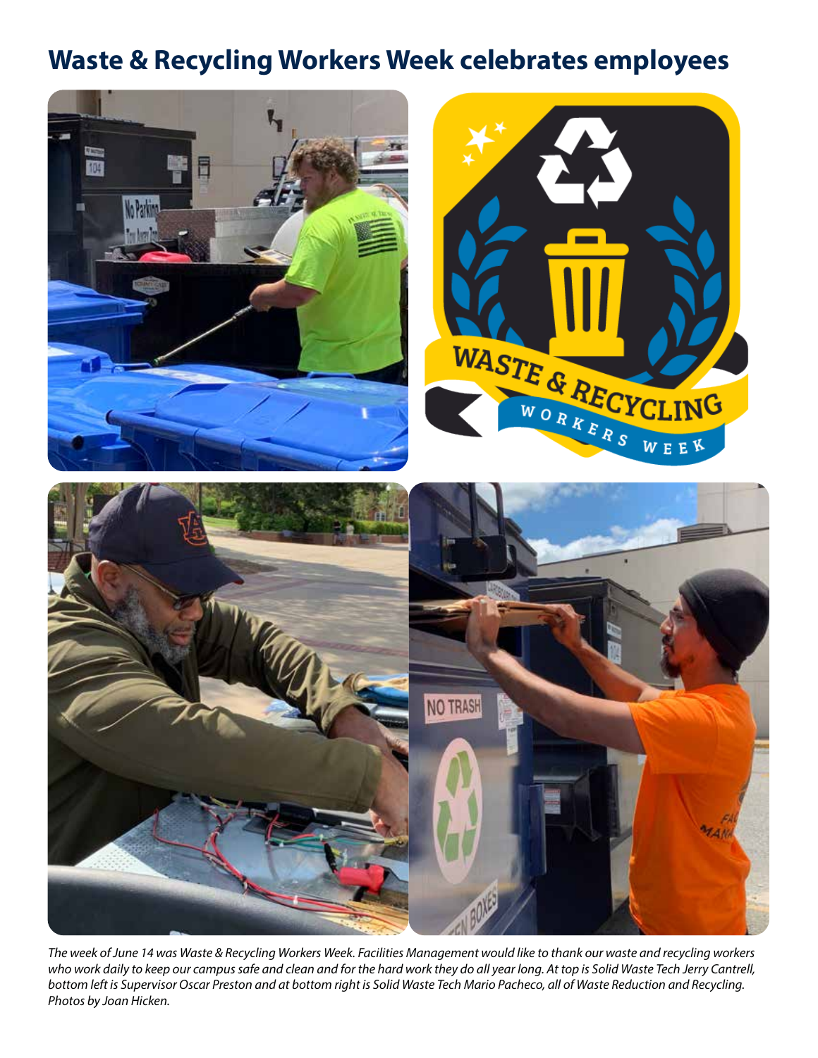# Waste & Recycling Workers Week celebrates employees

*The week of June 14 was Waste & Recycling Workers Week. Facilities Management would like to thank our waste and recycling workers who work daily to keep our campus safe and clean and for the hard work they do all year long. At top is Solid Waste Tech Jerry Cantrell, bottom left is Supervisor Oscar Preston and at bottom right is Solid Waste Tech Mario Pacheco, all of Waste Reduction and Recycling. Photos by Joan Hicken.*